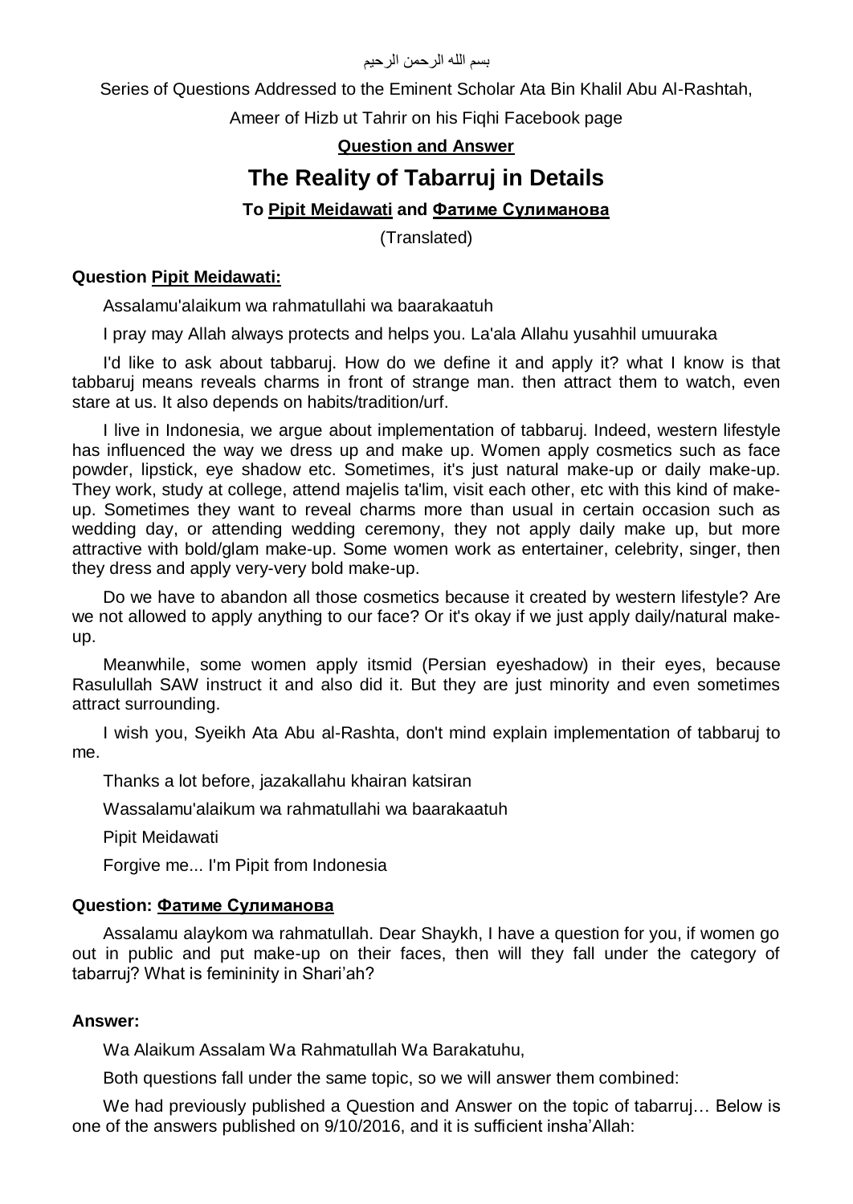بسم الله الرحمن الرحيم

Series of Questions Addressed to the Eminent Scholar Ata Bin Khalil Abu Al-Rashtah,

Ameer of Hizb ut Tahrir on his Fiqhi Facebook page

**Question and Answer**

# The Reality of Tabarruj in Details

### To Pipit Meidawati and Фатиме Сулиманова

(Translated)

**Question Pipit Meidawati:**

Assalamu'alaikum wa rahmatullahi wa baarakaatuh

I pray may Allah always protects and helps you. La'ala Allahu yusahhil umuuraka

I'd like to ask about tabbaruj. How do we define it and apply it? what I know is that tabbaruj means reveals charms in front of strange man. then attract them to watch, even stare at us. It also depends on habits/tradition/urf.

I live in Indonesia, we argue about implementation of tabbaruj. Indeed, western lifestyle has influenced the way we dress up and make up. Women apply cosmetics such as face powder, lipstick, eye shadow etc. Sometimes, it's just natural make-up or daily make-up. They work, study at college, attend majelis ta'lim, visit each other, etc with this kind of make-up. Sometimes they want to reveal charms more than usual in certain occasion such as wedding day, or attending wedding ceremony, they not apply daily make up, but more attractive with bold/glam make-up. Some women work as entertainer, celebrity, singer, then they dress and apply very-very bold make-up.

Do we have to abandon all those cosmetics because it created by western lifestyle? Are we not allowed to apply anything to our face? Or it's okay if we just apply daily/natural make-up.

Meanwhile, some women apply itsmid (Persian eyeshadow) in their eyes, because Rasulullah SAW instruct it and also did it. But they are just minority and even sometimes attract surrounding.

I wish you, Syeikh Ata Abu al-Rashta, don't mind explain implementation of tabbaruj to me.

Thanks a lot before, jazakallahu khairan katsiran

Wassalamu'alaikum wa rahmatullahi wa baarakaatuh

Pipit Meidawati

Forgive me... I'm Pipit from Indonesia

**Question: Фатиме Сулиманова**

Assalamu alaykom wa rahmatullah. Dear Shaykh, I have a question for you, if women go out in public and put make-up on their faces, then will they fall under the category of tabarruj? What is femininity in Shari'ah?

**Answer:**

Wa Alaikum Assalam Wa Rahmatullah Wa Barakatuhu,

Both questions fall under the same topic, so we will answer them combined:

We had previously published a Question and Answer on the topic of tabarruj… Below is one of the answers published on 9/10/2016, and it is sufficient insha'Allah: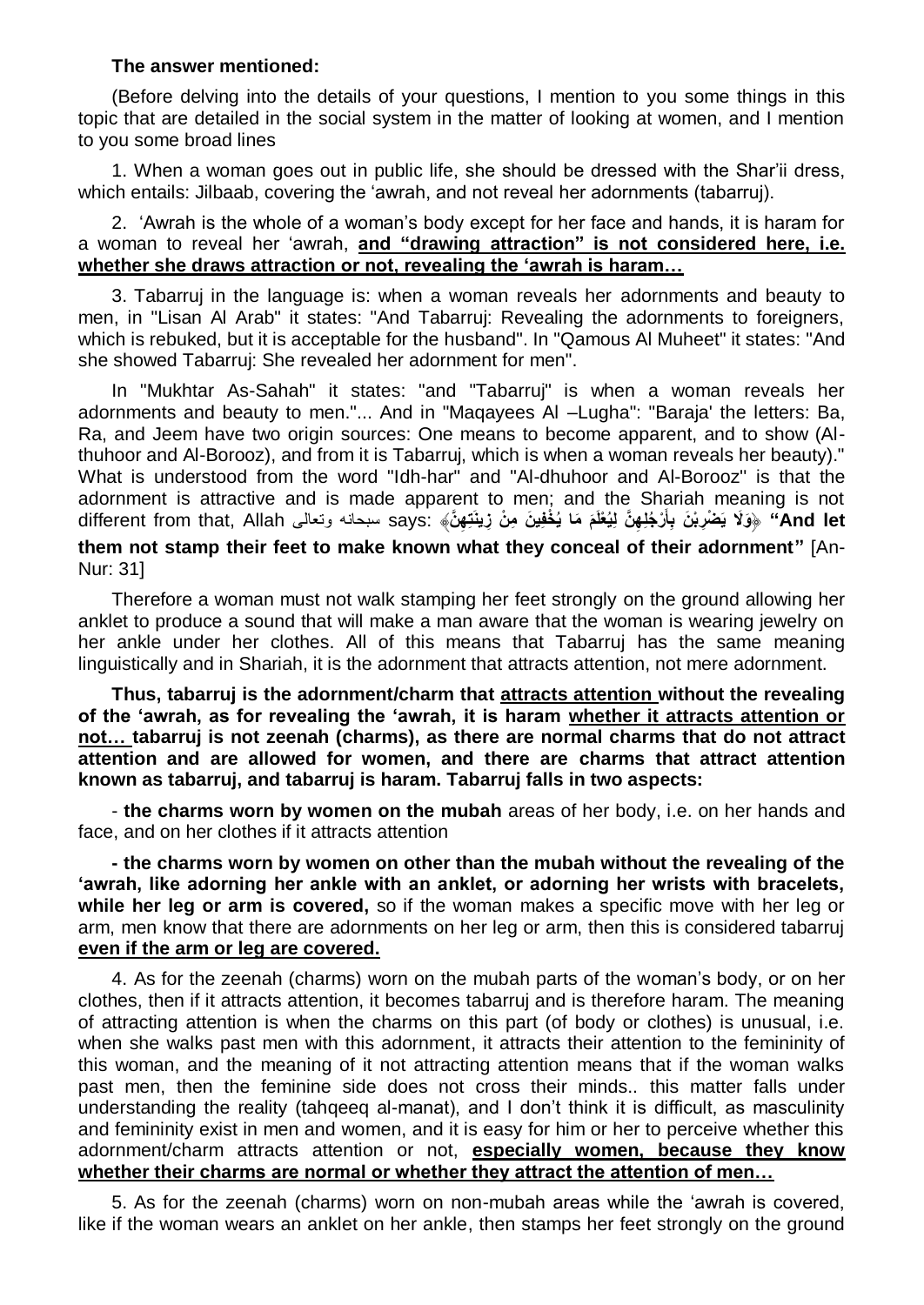**The answer mentioned:**

(Before delving into the details of your questions, I mention to you some things in this topic that are detailed in the social system in the matter of looking at women, and I mention to you some broad lines

1. When a woman goes out in public life, she should be dressed with the Shar'ii dress, which entails: Jilbaab, covering the 'awrah, and not reveal her adornments (tabarruj).

2. 'Awrah is the whole of a woman's body except for her face and hands, it is haram for a woman to reveal her 'awrah, **<u>and "drawing attraction" is not considered here, i.e. whether she draws attraction or not, revealing the 'awrah is haram…</u>**

3. Tabarruj in the language is: when a woman reveals her adornments and beauty to men, in "Lisan Al Arab" it states: "And Tabarruj: Revealing the adornments to foreigners, which is rebuked, but it is acceptable for the husband". In "Qamous Al Muheet" it states: "And she showed Tabarruj: She revealed her adornment for men".

In "Mukhtar As-Sahah" it states: "and "Tabarruj" is when a woman reveals her adornments and beauty to men."... And in "Maqayees Al –Lugha": "Baraja' the letters: Ba, Ra, and Jeem have two origin sources: One means to become apparent, and to show (Al-thuhoor and Al-Borooz), and from it is Tabarruj, which is when a woman reveals her beauty)." What is understood from the word "Idh-har" and "Al-dhuhoor and Al-Borooz" is that the adornment is attractive and is made apparent to men; and the Shariah meaning is not different from that, Allah سبحانه وتعالى says: ﴿وَلَا يَضْرِبْنَ بِأَرْجُلِهِنَّ لِيُعْلَمَ مَا يُخْفِينَ مِنْ زِينَتِهِنَّ﴾ **"And let them not stamp their feet to make known what they conceal of their adornment"** [An-Nur: 31]

Therefore a woman must not walk stamping her feet strongly on the ground allowing her anklet to produce a sound that will make a man aware that the woman is wearing jewelry on her ankle under her clothes. All of this means that Tabarruj has the same meaning linguistically and in Shariah, it is the adornment that attracts attention, not mere adornment.

**Thus, tabarruj is the adornment/charm that <u>attracts attention</u> without the revealing of the 'awrah, as for revealing the 'awrah, it is haram <u>whether it attracts attention or not…</u> tabarruj is not zeenah (charms), as there are normal charms that do not attract attention and are allowed for women, and there are charms that attract attention known as tabarruj, and tabarruj is haram. Tabarruj falls in two aspects:**

- **the charms worn by women on the mubah** areas of her body, i.e. on her hands and face, and on her clothes if it attracts attention

**- the charms worn by women on other than the mubah without the revealing of the 'awrah, like adorning her ankle with an anklet, or adorning her wrists with bracelets, while her leg or arm is covered,** so if the woman makes a specific move with her leg or arm, men know that there are adornments on her leg or arm, then this is considered tabarruj **<u>even if the arm or leg are covered.</u>**

4. As for the zeenah (charms) worn on the mubah parts of the woman's body, or on her clothes, then if it attracts attention, it becomes tabarruj and is therefore haram. The meaning of attracting attention is when the charms on this part (of body or clothes) is unusual, i.e. when she walks past men with this adornment, it attracts their attention to the femininity of this woman, and the meaning of it not attracting attention means that if the woman walks past men, then the feminine side does not cross their minds.. this matter falls under understanding the reality (tahqeeq al-manat), and I don't think it is difficult, as masculinity and femininity exist in men and women, and it is easy for him or her to perceive whether this adornment/charm attracts attention or not, **<u>especially women, because they know whether their charms are normal or whether they attract the attention of men…</u>**

5. As for the zeenah (charms) worn on non-mubah areas while the 'awrah is covered, like if the woman wears an anklet on her ankle, then stamps her feet strongly on the ground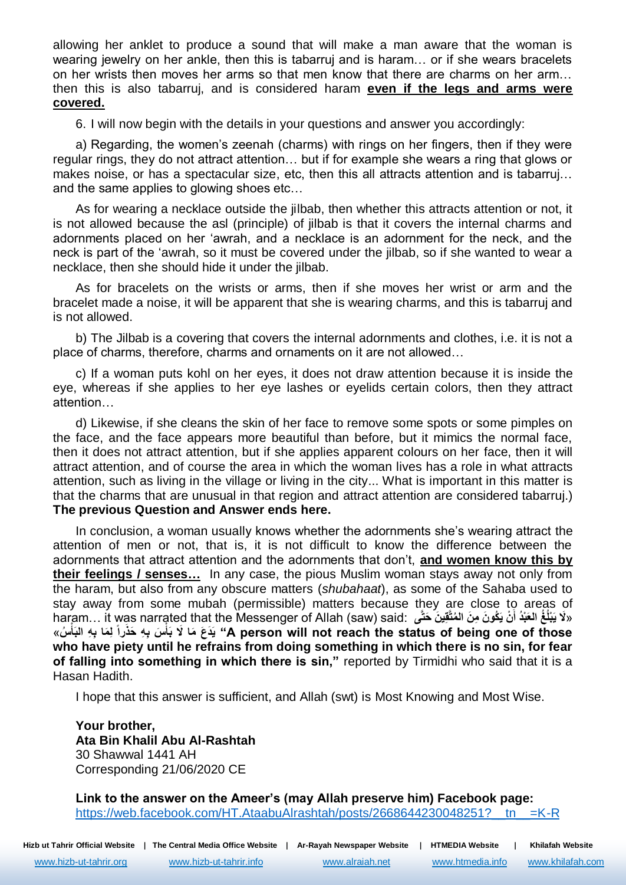allowing her anklet to produce a sound that will make a man aware that the woman is wearing jewelry on her ankle, then this is tabarruj and is haram… or if she wears bracelets on her wrists then moves her arms so that men know that there are charms on her arm… then this is also tabarruj, and is considered haram **even if the legs and arms were covered.**

6. I will now begin with the details in your questions and answer you accordingly:

a) Regarding, the women's zeenah (charms) with rings on her fingers, then if they were regular rings, they do not attract attention… but if for example she wears a ring that glows or makes noise, or has a spectacular size, etc, then this all attracts attention and is tabarruj… and the same applies to glowing shoes etc…

As for wearing a necklace outside the jilbab, then whether this attracts attention or not, it is not allowed because the asl (principle) of jilbab is that it covers the internal charms and adornments placed on her 'awrah, and a necklace is an adornment for the neck, and the neck is part of the 'awrah, so it must be covered under the jilbab, so if she wanted to wear a necklace, then she should hide it under the jilbab.

As for bracelets on the wrists or arms, then if she moves her wrist or arm and the bracelet made a noise, it will be apparent that she is wearing charms, and this is tabarruj and is not allowed.

b) The Jilbab is a covering that covers the internal adornments and clothes, i.e. it is not a place of charms, therefore, charms and ornaments on it are not allowed…

c) If a woman puts kohl on her eyes, it does not draw attention because it is inside the eye, whereas if she applies to her eye lashes or eyelids certain colors, then they attract attention…

d) Likewise, if she cleans the skin of her face to remove some spots or some pimples on the face, and the face appears more beautiful than before, but it mimics the normal face, then it does not attract attention, but if she applies apparent colours on her face, then it will attract attention, and of course the area in which the woman lives has a role in what attracts attention, such as living in the village or living in the city... What is important in this matter is that the charms that are unusual in that region and attract attention are considered tabarruj.) **The previous Question and Answer ends here.**

In conclusion, a woman usually knows whether the adornments she's wearing attract the attention of men or not, that is, it is not difficult to know the difference between the adornments that attract attention and the adornments that don't, **and women know this by their feelings / senses…** In any case, the pious Muslim woman stays away not only from the haram, but also from any obscure matters (*shubahaat*), as some of the Sahaba used to stay away from some mubah (permissible) matters because they are close to areas of haram… it was narrated that the Messenger of Allah (saw) said: «لَا يَبْلُغُ الْعَبْدُ أَنْ يَكُونَ مِنَ الْمُتَّقِينَ حَتَّى يَدَعَ مَا لَا بَأْسَ بِهِ حَذَراً لِمَا بِهِ الْبَأْسُ» **"A person will not reach the status of being one of those who have piety until he refrains from doing something in which there is no sin, for fear of falling into something in which there is sin,"** reported by Tirmidhi who said that it is a Hasan Hadith.

I hope that this answer is sufficient, and Allah (swt) is Most Knowing and Most Wise.

**Your brother,**
**Ata Bin Khalil Abu Al-Rashtah**
30 Shawwal 1441 AH
Corresponding 21/06/2020 CE

**Link to the answer on the Ameer's (may Allah preserve him) Facebook page:**
https://web.facebook.com/HT.AtaabuAlrashtah/posts/2668644230048251?__tn__=K-R

**Hizb ut Tahrir Official Website** | **The Central Media Office Website** | **Ar-Rayah Newspaper Website** | **HTMEDIA Website** | **Khilafah Website**

www.hizb-ut-tahrir.org | www.hizb-ut-tahrir.info | www.alraiah.net | www.htmedia.info | www.khilafah.com